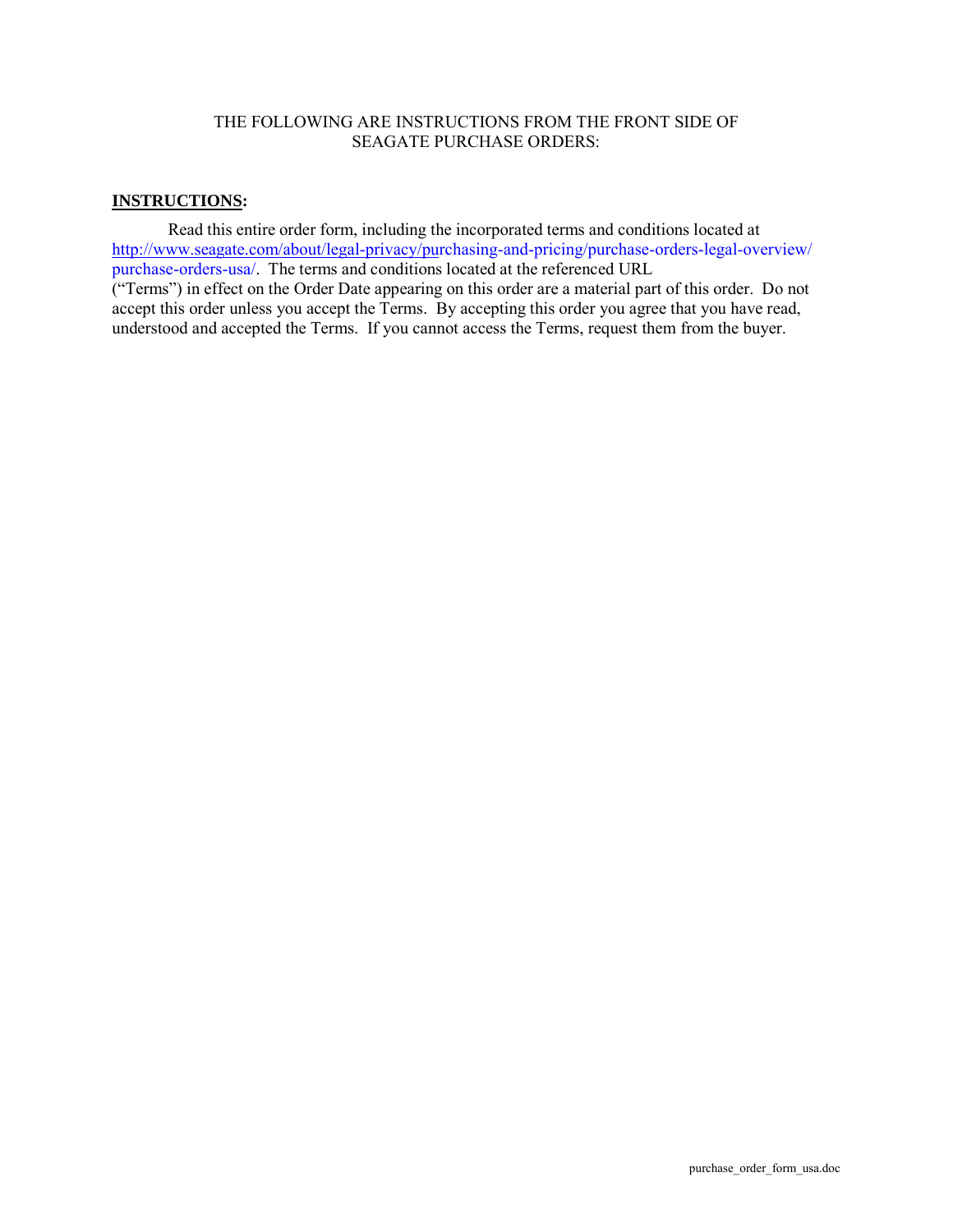THE FOLLOWING ARE INSTRUCTIONS FROM THE FRONT SIDE OF SEAGATE PURCHASE ORDERS:

**INSTRUCTIONS:**

Read this entire order form, including the incorporated terms and conditions located at http://www.seagate.com/about/legal-privacy/purchasing-and-pricing/purchase-orders-legal-overview/purchase-orders-usa/. The terms and conditions located at the referenced URL ("Terms") in effect on the Order Date appearing on this order are a material part of this order. Do not accept this order unless you accept the Terms. By accepting this order you agree that you have read, understood and accepted the Terms. If you cannot access the Terms, request them from the buyer.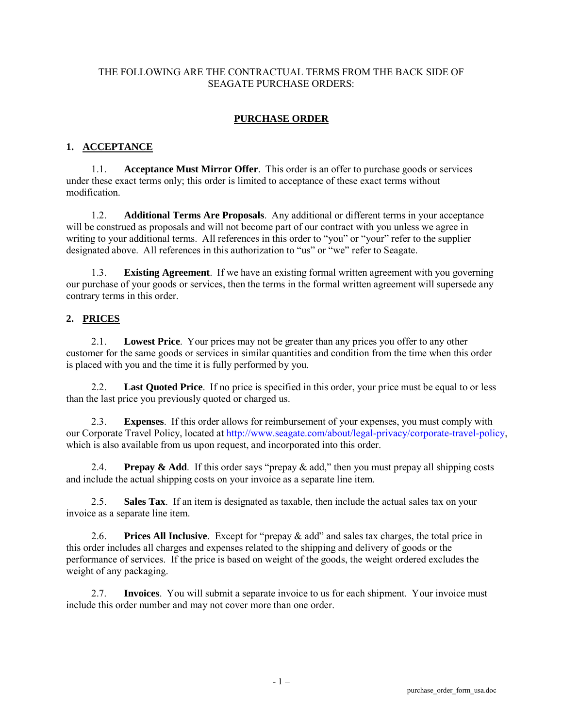THE FOLLOWING ARE THE CONTRACTUAL TERMS FROM THE BACK SIDE OF SEAGATE PURCHASE ORDERS:

# PURCHASE ORDER

## 1. ACCEPTANCE

1.1. **Acceptance Must Mirror Offer**. This order is an offer to purchase goods or services under these exact terms only; this order is limited to acceptance of these exact terms without modification.

1.2. **Additional Terms Are Proposals**. Any additional or different terms in your acceptance will be construed as proposals and will not become part of our contract with you unless we agree in writing to your additional terms. All references in this order to "you" or "your" refer to the supplier designated above. All references in this authorization to "us" or "we" refer to Seagate.

1.3. **Existing Agreement**. If we have an existing formal written agreement with you governing our purchase of your goods or services, then the terms in the formal written agreement will supersede any contrary terms in this order.

## 2. PRICES

2.1. **Lowest Price**. Your prices may not be greater than any prices you offer to any other customer for the same goods or services in similar quantities and condition from the time when this order is placed with you and the time it is fully performed by you.

2.2. **Last Quoted Price**. If no price is specified in this order, your price must be equal to or less than the last price you previously quoted or charged us.

2.3. **Expenses**. If this order allows for reimbursement of your expenses, you must comply with our Corporate Travel Policy, located at http://www.seagate.com/about/legal-privacy/corporate-travel-policy, which is also available from us upon request, and incorporated into this order.

2.4. **Prepay & Add**. If this order says "prepay & add," then you must prepay all shipping costs and include the actual shipping costs on your invoice as a separate line item.

2.5. **Sales Tax**. If an item is designated as taxable, then include the actual sales tax on your invoice as a separate line item.

2.6. **Prices All Inclusive**. Except for "prepay & add" and sales tax charges, the total price in this order includes all charges and expenses related to the shipping and delivery of goods or the performance of services. If the price is based on weight of the goods, the weight ordered excludes the weight of any packaging.

2.7. **Invoices**. You will submit a separate invoice to us for each shipment. Your invoice must include this order number and may not cover more than one order.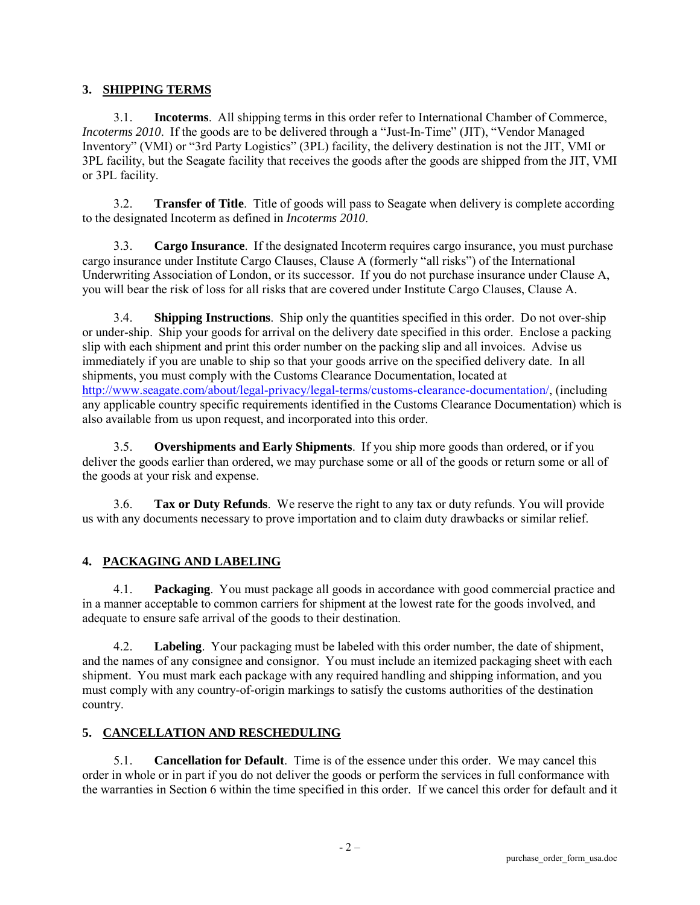## 3. SHIPPING TERMS

3.1. **Incoterms**. All shipping terms in this order refer to International Chamber of Commerce, *Incoterms 2010*. If the goods are to be delivered through a "Just-In-Time" (JIT), "Vendor Managed Inventory" (VMI) or "3rd Party Logistics" (3PL) facility, the delivery destination is not the JIT, VMI or 3PL facility, but the Seagate facility that receives the goods after the goods are shipped from the JIT, VMI or 3PL facility.

3.2. **Transfer of Title**. Title of goods will pass to Seagate when delivery is complete according to the designated Incoterm as defined in *Incoterms 2010*.

3.3. **Cargo Insurance**. If the designated Incoterm requires cargo insurance, you must purchase cargo insurance under Institute Cargo Clauses, Clause A (formerly "all risks") of the International Underwriting Association of London, or its successor. If you do not purchase insurance under Clause A, you will bear the risk of loss for all risks that are covered under Institute Cargo Clauses, Clause A.

3.4. **Shipping Instructions**. Ship only the quantities specified in this order. Do not over-ship or under-ship. Ship your goods for arrival on the delivery date specified in this order. Enclose a packing slip with each shipment and print this order number on the packing slip and all invoices. Advise us immediately if you are unable to ship so that your goods arrive on the specified delivery date. In all shipments, you must comply with the Customs Clearance Documentation, located at http://www.seagate.com/about/legal-privacy/legal-terms/customs-clearance-documentation/, (including any applicable country specific requirements identified in the Customs Clearance Documentation) which is also available from us upon request, and incorporated into this order.

3.5. **Overshipments and Early Shipments**. If you ship more goods than ordered, or if you deliver the goods earlier than ordered, we may purchase some or all of the goods or return some or all of the goods at your risk and expense.

3.6. **Tax or Duty Refunds**. We reserve the right to any tax or duty refunds. You will provide us with any documents necessary to prove importation and to claim duty drawbacks or similar relief.

## 4. PACKAGING AND LABELING

4.1. **Packaging**. You must package all goods in accordance with good commercial practice and in a manner acceptable to common carriers for shipment at the lowest rate for the goods involved, and adequate to ensure safe arrival of the goods to their destination.

4.2. **Labeling**. Your packaging must be labeled with this order number, the date of shipment, and the names of any consignee and consignor. You must include an itemized packaging sheet with each shipment. You must mark each package with any required handling and shipping information, and you must comply with any country-of-origin markings to satisfy the customs authorities of the destination country.

## 5. CANCELLATION AND RESCHEDULING

5.1. **Cancellation for Default**. Time is of the essence under this order. We may cancel this order in whole or in part if you do not deliver the goods or perform the services in full conformance with the warranties in Section 6 within the time specified in this order. If we cancel this order for default and it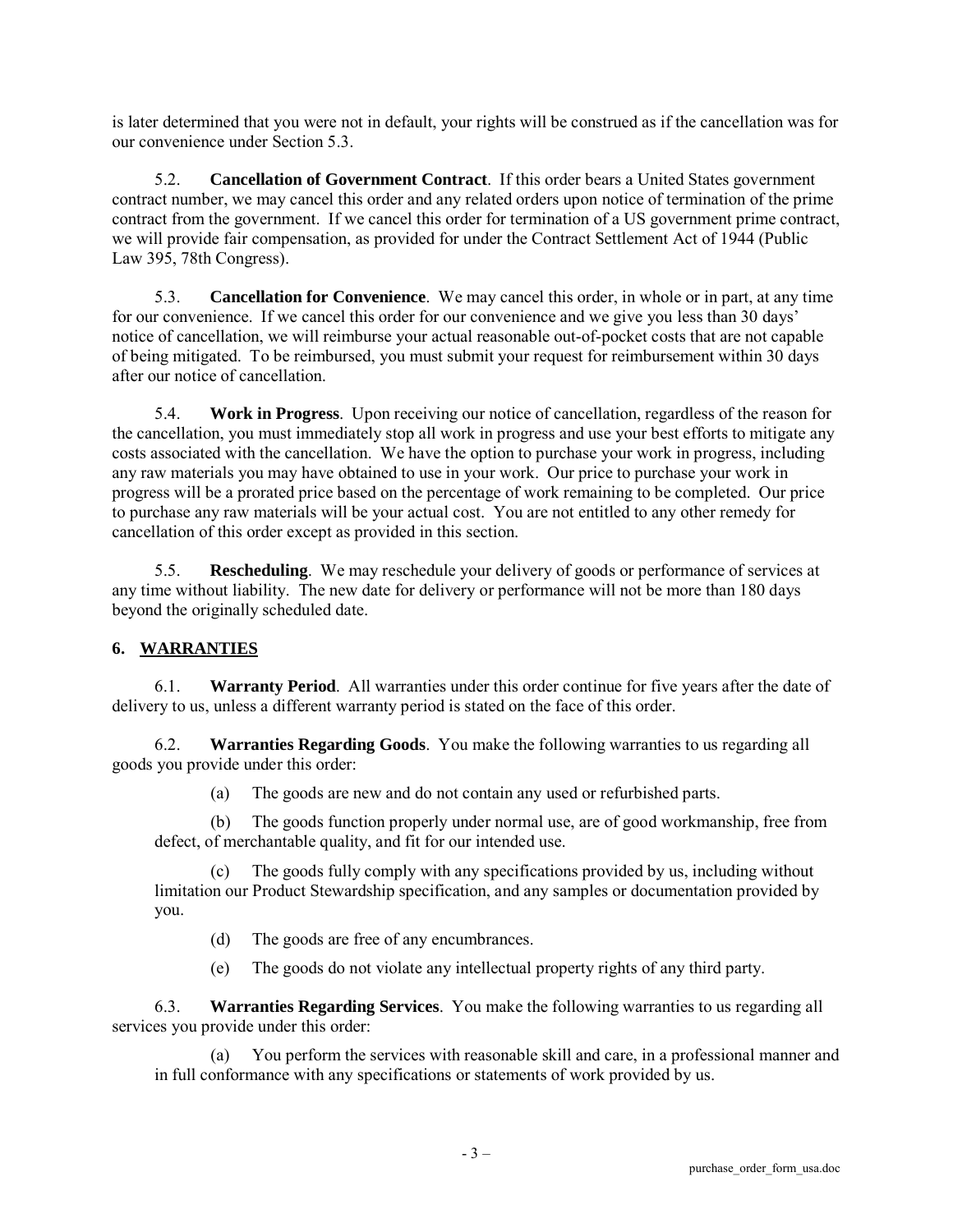is later determined that you were not in default, your rights will be construed as if the cancellation was for our convenience under Section 5.3.

5.2. **Cancellation of Government Contract**. If this order bears a United States government contract number, we may cancel this order and any related orders upon notice of termination of the prime contract from the government. If we cancel this order for termination of a US government prime contract, we will provide fair compensation, as provided for under the Contract Settlement Act of 1944 (Public Law 395, 78th Congress).

5.3. **Cancellation for Convenience**. We may cancel this order, in whole or in part, at any time for our convenience. If we cancel this order for our convenience and we give you less than 30 days' notice of cancellation, we will reimburse your actual reasonable out-of-pocket costs that are not capable of being mitigated. To be reimbursed, you must submit your request for reimbursement within 30 days after our notice of cancellation.

5.4. **Work in Progress**. Upon receiving our notice of cancellation, regardless of the reason for the cancellation, you must immediately stop all work in progress and use your best efforts to mitigate any costs associated with the cancellation. We have the option to purchase your work in progress, including any raw materials you may have obtained to use in your work. Our price to purchase your work in progress will be a prorated price based on the percentage of work remaining to be completed. Our price to purchase any raw materials will be your actual cost. You are not entitled to any other remedy for cancellation of this order except as provided in this section.

5.5. **Rescheduling**. We may reschedule your delivery of goods or performance of services at any time without liability. The new date for delivery or performance will not be more than 180 days beyond the originally scheduled date.

## 6. WARRANTIES

6.1. **Warranty Period**. All warranties under this order continue for five years after the date of delivery to us, unless a different warranty period is stated on the face of this order.

6.2. **Warranties Regarding Goods**. You make the following warranties to us regarding all goods you provide under this order:

(a) The goods are new and do not contain any used or refurbished parts.

(b) The goods function properly under normal use, are of good workmanship, free from defect, of merchantable quality, and fit for our intended use.

(c) The goods fully comply with any specifications provided by us, including without limitation our Product Stewardship specification, and any samples or documentation provided by you.

(d) The goods are free of any encumbrances.

(e) The goods do not violate any intellectual property rights of any third party.

6.3. **Warranties Regarding Services**. You make the following warranties to us regarding all services you provide under this order:

(a) You perform the services with reasonable skill and care, in a professional manner and in full conformance with any specifications or statements of work provided by us.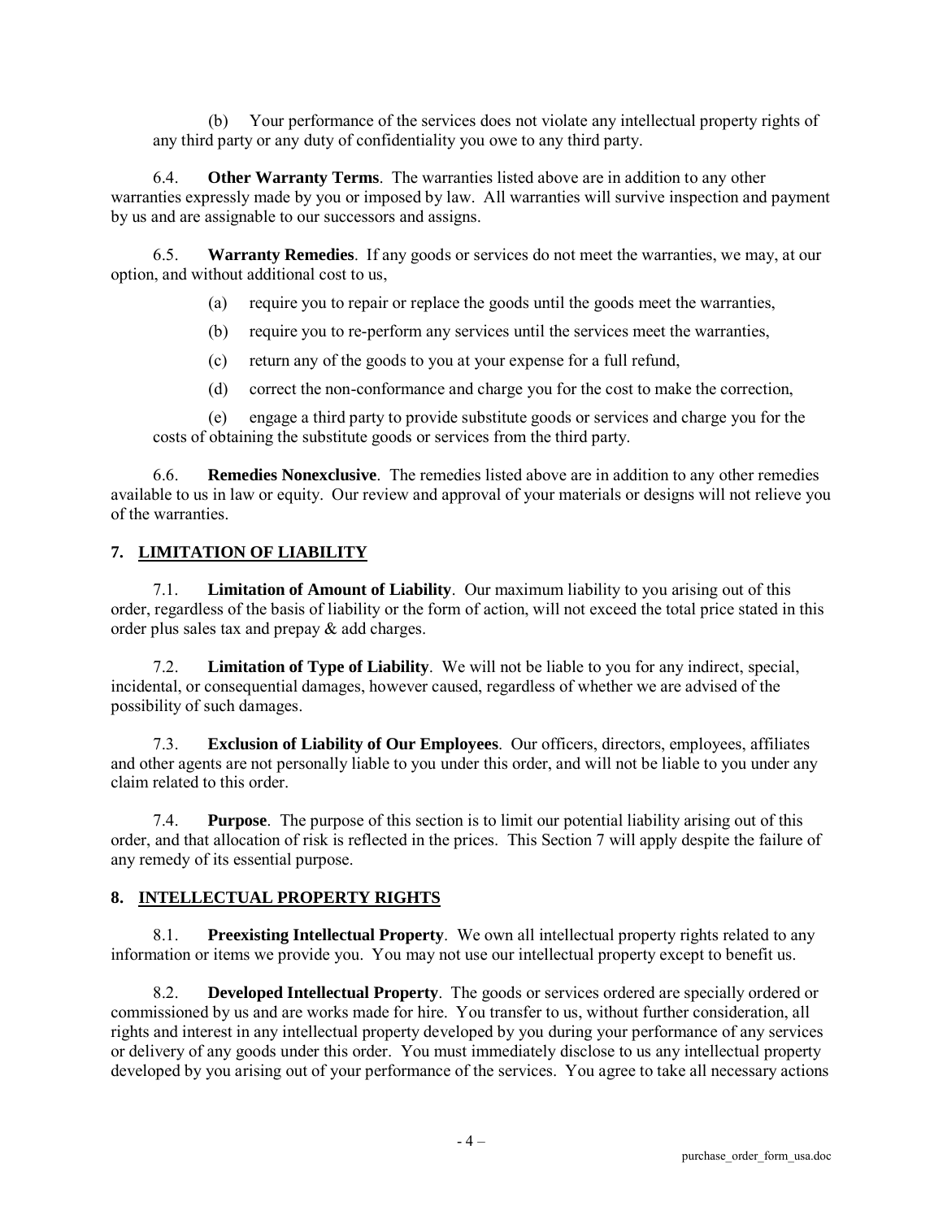(b) Your performance of the services does not violate any intellectual property rights of any third party or any duty of confidentiality you owe to any third party.

6.4. **Other Warranty Terms**. The warranties listed above are in addition to any other warranties expressly made by you or imposed by law. All warranties will survive inspection and payment by us and are assignable to our successors and assigns.

6.5. **Warranty Remedies**. If any goods or services do not meet the warranties, we may, at our option, and without additional cost to us,

(a) require you to repair or replace the goods until the goods meet the warranties,

(b) require you to re-perform any services until the services meet the warranties,

(c) return any of the goods to you at your expense for a full refund,

(d) correct the non-conformance and charge you for the cost to make the correction,

(e) engage a third party to provide substitute goods or services and charge you for the costs of obtaining the substitute goods or services from the third party.

6.6. **Remedies Nonexclusive**. The remedies listed above are in addition to any other remedies available to us in law or equity. Our review and approval of your materials or designs will not relieve you of the warranties.

## 7. LIMITATION OF LIABILITY

7.1. **Limitation of Amount of Liability**. Our maximum liability to you arising out of this order, regardless of the basis of liability or the form of action, will not exceed the total price stated in this order plus sales tax and prepay & add charges.

7.2. **Limitation of Type of Liability**. We will not be liable to you for any indirect, special, incidental, or consequential damages, however caused, regardless of whether we are advised of the possibility of such damages.

7.3. **Exclusion of Liability of Our Employees**. Our officers, directors, employees, affiliates and other agents are not personally liable to you under this order, and will not be liable to you under any claim related to this order.

7.4. **Purpose**. The purpose of this section is to limit our potential liability arising out of this order, and that allocation of risk is reflected in the prices. This Section 7 will apply despite the failure of any remedy of its essential purpose.

## 8. INTELLECTUAL PROPERTY RIGHTS

8.1. **Preexisting Intellectual Property**. We own all intellectual property rights related to any information or items we provide you. You may not use our intellectual property except to benefit us.

8.2. **Developed Intellectual Property**. The goods or services ordered are specially ordered or commissioned by us and are works made for hire. You transfer to us, without further consideration, all rights and interest in any intellectual property developed by you during your performance of any services or delivery of any goods under this order. You must immediately disclose to us any intellectual property developed by you arising out of your performance of the services. You agree to take all necessary actions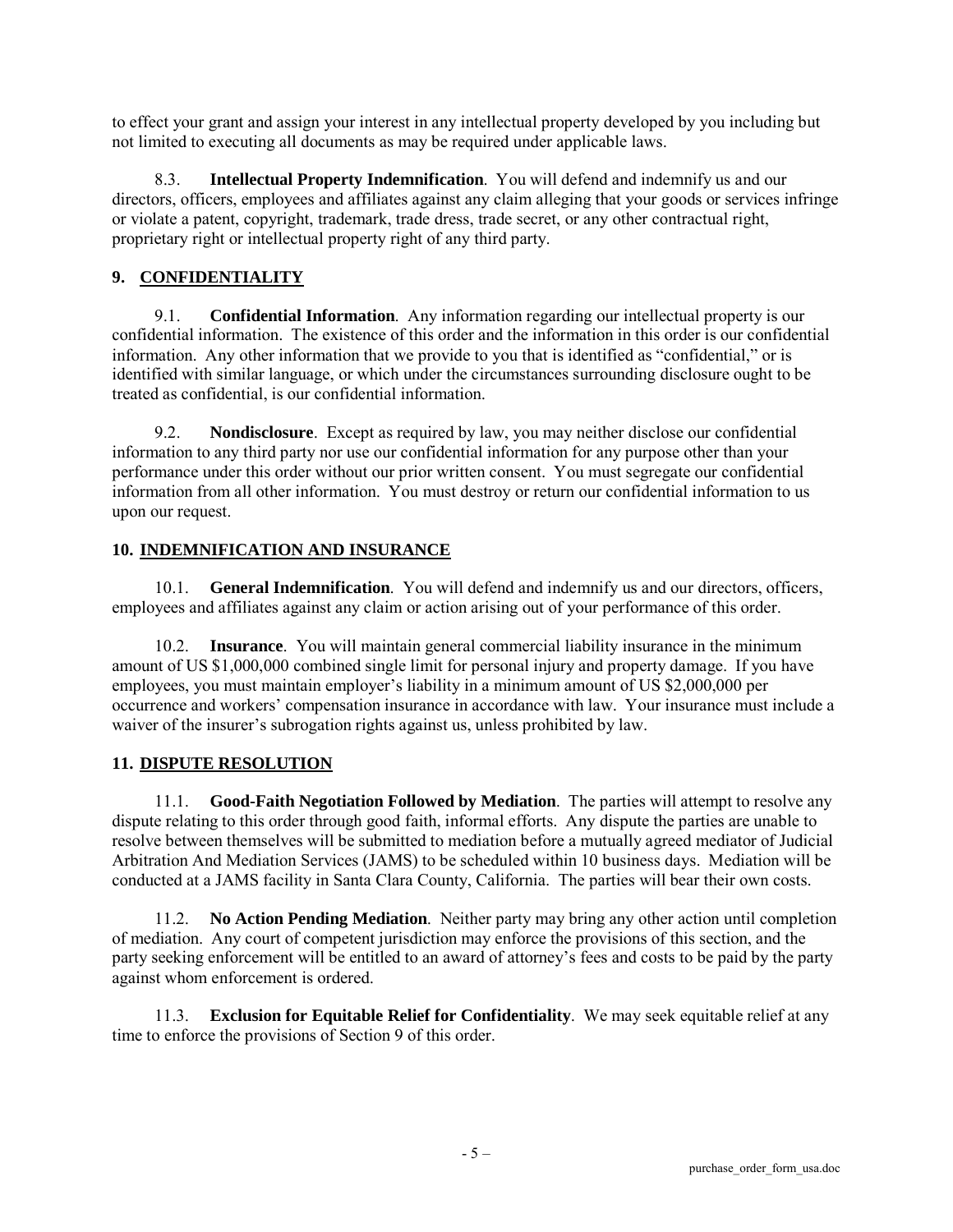to effect your grant and assign your interest in any intellectual property developed by you including but not limited to executing all documents as may be required under applicable laws.

8.3. **Intellectual Property Indemnification**. You will defend and indemnify us and our directors, officers, employees and affiliates against any claim alleging that your goods or services infringe or violate a patent, copyright, trademark, trade dress, trade secret, or any other contractual right, proprietary right or intellectual property right of any third party.

## 9. CONFIDENTIALITY

9.1. **Confidential Information**. Any information regarding our intellectual property is our confidential information. The existence of this order and the information in this order is our confidential information. Any other information that we provide to you that is identified as "confidential," or is identified with similar language, or which under the circumstances surrounding disclosure ought to be treated as confidential, is our confidential information.

9.2. **Nondisclosure**. Except as required by law, you may neither disclose our confidential information to any third party nor use our confidential information for any purpose other than your performance under this order without our prior written consent. You must segregate our confidential information from all other information. You must destroy or return our confidential information to us upon our request.

## 10. INDEMNIFICATION AND INSURANCE

10.1. **General Indemnification**. You will defend and indemnify us and our directors, officers, employees and affiliates against any claim or action arising out of your performance of this order.

10.2. **Insurance**. You will maintain general commercial liability insurance in the minimum amount of US $1,000,000 combined single limit for personal injury and property damage. If you have employees, you must maintain employer's liability in a minimum amount of US $2,000,000 per occurrence and workers' compensation insurance in accordance with law. Your insurance must include a waiver of the insurer's subrogation rights against us, unless prohibited by law.

## 11. DISPUTE RESOLUTION

11.1. **Good-Faith Negotiation Followed by Mediation**. The parties will attempt to resolve any dispute relating to this order through good faith, informal efforts. Any dispute the parties are unable to resolve between themselves will be submitted to mediation before a mutually agreed mediator of Judicial Arbitration And Mediation Services (JAMS) to be scheduled within 10 business days. Mediation will be conducted at a JAMS facility in Santa Clara County, California. The parties will bear their own costs.

11.2. **No Action Pending Mediation**. Neither party may bring any other action until completion of mediation. Any court of competent jurisdiction may enforce the provisions of this section, and the party seeking enforcement will be entitled to an award of attorney's fees and costs to be paid by the party against whom enforcement is ordered.

11.3. **Exclusion for Equitable Relief for Confidentiality**. We may seek equitable relief at any time to enforce the provisions of Section 9 of this order.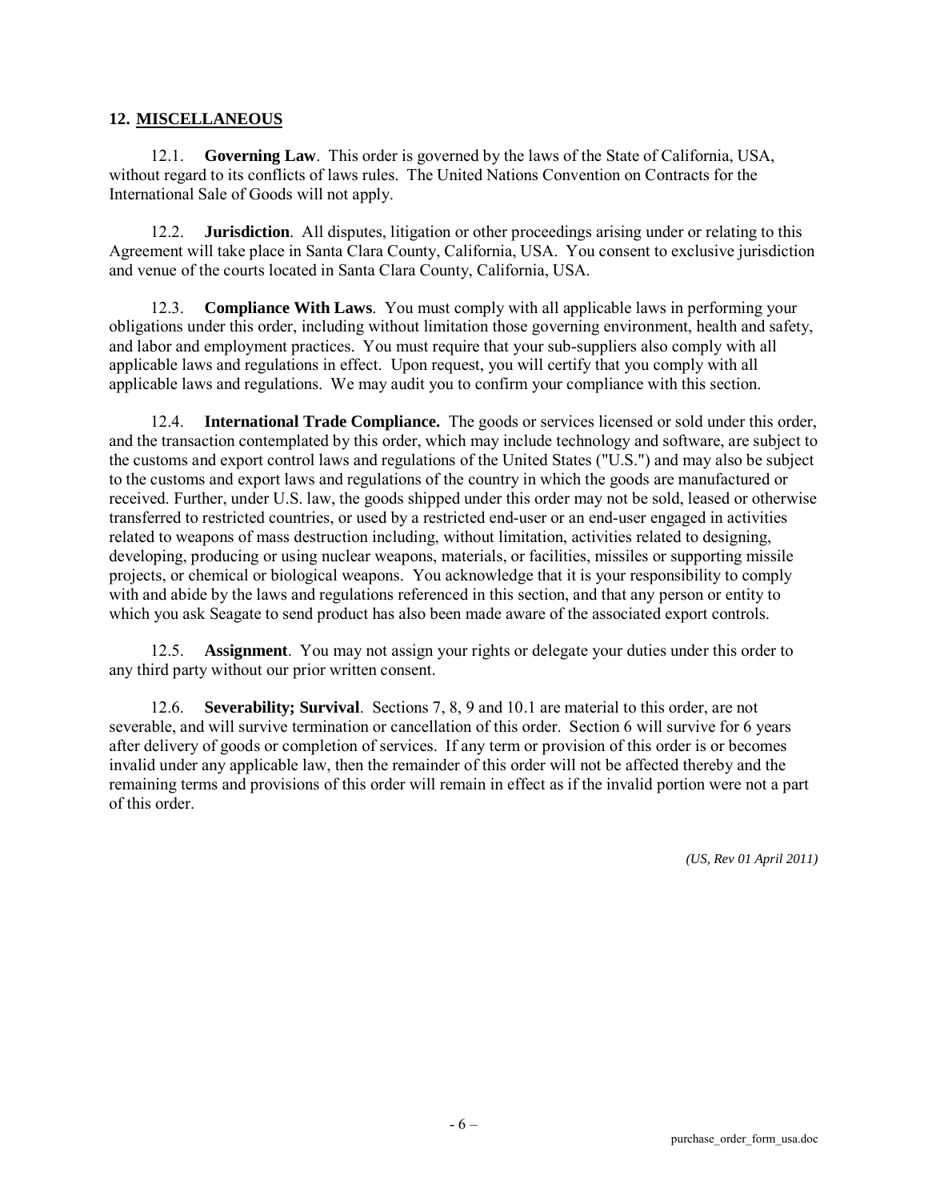## 12. MISCELLANEOUS

12.1. **Governing Law**. This order is governed by the laws of the State of California, USA, without regard to its conflicts of laws rules. The United Nations Convention on Contracts for the International Sale of Goods will not apply.

12.2. **Jurisdiction**. All disputes, litigation or other proceedings arising under or relating to this Agreement will take place in Santa Clara County, California, USA. You consent to exclusive jurisdiction and venue of the courts located in Santa Clara County, California, USA.

12.3. **Compliance With Laws**. You must comply with all applicable laws in performing your obligations under this order, including without limitation those governing environment, health and safety, and labor and employment practices. You must require that your sub-suppliers also comply with all applicable laws and regulations in effect. Upon request, you will certify that you comply with all applicable laws and regulations. We may audit you to confirm your compliance with this section.

12.4. **International Trade Compliance.** The goods or services licensed or sold under this order, and the transaction contemplated by this order, which may include technology and software, are subject to the customs and export control laws and regulations of the United States ("U.S.") and may also be subject to the customs and export laws and regulations of the country in which the goods are manufactured or received. Further, under U.S. law, the goods shipped under this order may not be sold, leased or otherwise transferred to restricted countries, or used by a restricted end-user or an end-user engaged in activities related to weapons of mass destruction including, without limitation, activities related to designing, developing, producing or using nuclear weapons, materials, or facilities, missiles or supporting missile projects, or chemical or biological weapons. You acknowledge that it is your responsibility to comply with and abide by the laws and regulations referenced in this section, and that any person or entity to which you ask Seagate to send product has also been made aware of the associated export controls.

12.5. **Assignment**. You may not assign your rights or delegate your duties under this order to any third party without our prior written consent.

12.6. **Severability; Survival**. Sections 7, 8, 9 and 10.1 are material to this order, are not severable, and will survive termination or cancellation of this order. Section 6 will survive for 6 years after delivery of goods or completion of services. If any term or provision of this order is or becomes invalid under any applicable law, then the remainder of this order will not be affected thereby and the remaining terms and provisions of this order will remain in effect as if the invalid portion were not a part of this order.

*(US, Rev 01 April 2011)*